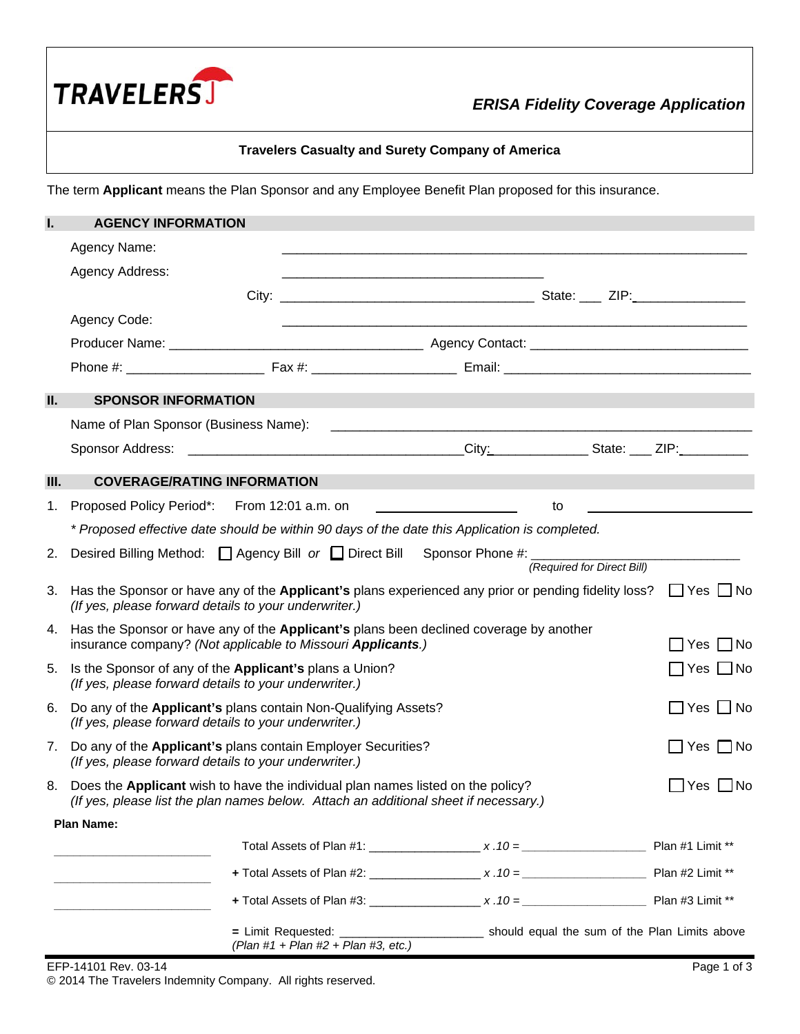# TRAVELERS

## ERISA Fidelity Coverage Application

**Travelers Casualty and Surety Company of America**

The term **Applicant** means the Plan Sponsor and any Employee Benefit Plan proposed for this insurance.

## I. AGENCY INFORMATION

Agency Name: ______________________________

Agency Address: ______________________________

City: ______________________________ State: ___ ZIP: _______________

Agency Code: ______________________________

Producer Name: ______________________________ Agency Contact: ______________________________

Phone #: __________________ Fax #: __________________ Email: ______________________________

## II. SPONSOR INFORMATION

Name of Plan Sponsor (Business Name): ______________________________

Sponsor Address: ______________________________ City: _____________ State: ___ ZIP: _________

## III. COVERAGE/RATING INFORMATION

1. Proposed Policy Period*: From 12:01 a.m. on ____________________ to ____________________

   *\* Proposed effective date should be within 90 days of the date this Application is completed.*

2. Desired Billing Method: ☐ Agency Bill *or* ☐ Direct Bill Sponsor Phone #: ______________________________
   *(Required for Direct Bill)*

3. Has the Sponsor or have any of the **Applicant's** plans experienced any prior or pending fidelity loss? ☐ Yes ☐ No
   *(If yes, please forward details to your underwriter.)*

4. Has the Sponsor or have any of the **Applicant's** plans been declined coverage by another insurance company? *(Not applicable to Missouri **Applicants**.)* ☐ Yes ☐ No

5. Is the Sponsor of any of the **Applicant's** plans a Union? ☐ Yes ☐ No
   *(If yes, please forward details to your underwriter.)*

6. Do any of the **Applicant's** plans contain Non-Qualifying Assets? ☐ Yes ☐ No
   *(If yes, please forward details to your underwriter.)*

7. Do any of the **Applicant's** plans contain Employer Securities? ☐ Yes ☐ No
   *(If yes, please forward details to your underwriter.)*

8. Does the **Applicant** wish to have the individual plan names listed on the policy? ☐ Yes ☐ No
   *(If yes, please list the plan names below. Attach an additional sheet if necessary.)*

**Plan Name:**

| Plan Name | | | | |
|---|---|---|---|---|
| ______________________ | Total Assets of Plan #1: ________________ | *x .10 =* | __________________ | Plan #1 Limit ** |
| ______________________ | + Total Assets of Plan #2: ________________ | *x .10 =* | __________________ | Plan #2 Limit ** |
| ______________________ | + Total Assets of Plan #3: ________________ | *x .10 =* | __________________ | Plan #3 Limit ** |

= Limit Requested: ____________________ should equal the sum of the Plan Limits above
*(Plan #1 + Plan #2 + Plan #3, etc.)*

EFP-14101 Rev. 03-14
© 2014 The Travelers Indemnity Company. All rights reserved.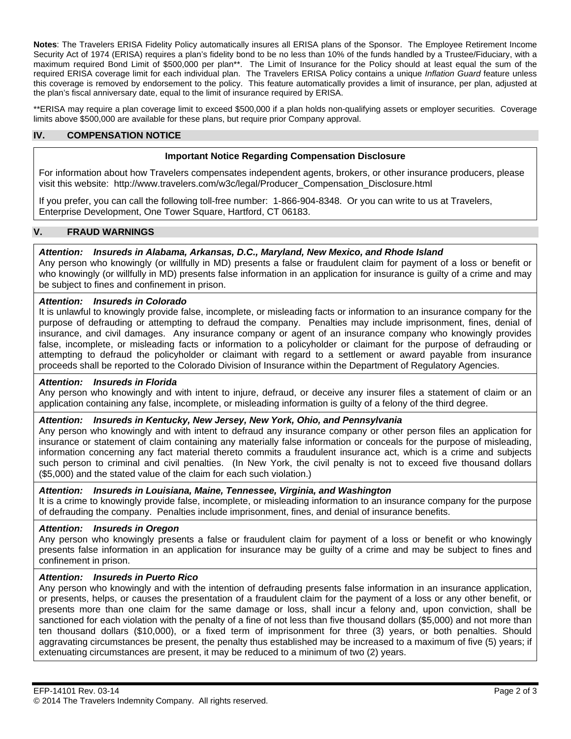**Notes**: The Travelers ERISA Fidelity Policy automatically insures all ERISA plans of the Sponsor. The Employee Retirement Income Security Act of 1974 (ERISA) requires a plan's fidelity bond to be no less than 10% of the funds handled by a Trustee/Fiduciary, with a maximum required Bond Limit of $500,000 per plan**. The Limit of Insurance for the Policy should at least equal the sum of the required ERISA coverage limit for each individual plan. The Travelers ERISA Policy contains a unique *Inflation Guard* feature unless this coverage is removed by endorsement to the policy. This feature automatically provides a limit of insurance, per plan, adjusted at the plan's fiscal anniversary date, equal to the limit of insurance required by ERISA.

**ERISA may require a plan coverage limit to exceed $500,000 if a plan holds non-qualifying assets or employer securities. Coverage limits above $500,000 are available for these plans, but require prior Company approval.

## IV. COMPENSATION NOTICE

**Important Notice Regarding Compensation Disclosure**

For information about how Travelers compensates independent agents, brokers, or other insurance producers, please visit this website: http://www.travelers.com/w3c/legal/Producer_Compensation_Disclosure.html

If you prefer, you can call the following toll-free number: 1-866-904-8348. Or you can write to us at Travelers, Enterprise Development, One Tower Square, Hartford, CT 06183.

## V. FRAUD WARNINGS

***Attention: Insureds in Alabama, Arkansas, D.C., Maryland, New Mexico, and Rhode Island***

Any person who knowingly (or willfully in MD) presents a false or fraudulent claim for payment of a loss or benefit or who knowingly (or willfully in MD) presents false information in an application for insurance is guilty of a crime and may be subject to fines and confinement in prison.

***Attention: Insureds in Colorado***

It is unlawful to knowingly provide false, incomplete, or misleading facts or information to an insurance company for the purpose of defrauding or attempting to defraud the company. Penalties may include imprisonment, fines, denial of insurance, and civil damages. Any insurance company or agent of an insurance company who knowingly provides false, incomplete, or misleading facts or information to a policyholder or claimant for the purpose of defrauding or attempting to defraud the policyholder or claimant with regard to a settlement or award payable from insurance proceeds shall be reported to the Colorado Division of Insurance within the Department of Regulatory Agencies.

***Attention: Insureds in Florida***

Any person who knowingly and with intent to injure, defraud, or deceive any insurer files a statement of claim or an application containing any false, incomplete, or misleading information is guilty of a felony of the third degree.

***Attention: Insureds in Kentucky, New Jersey, New York, Ohio, and Pennsylvania***

Any person who knowingly and with intent to defraud any insurance company or other person files an application for insurance or statement of claim containing any materially false information or conceals for the purpose of misleading, information concerning any fact material thereto commits a fraudulent insurance act, which is a crime and subjects such person to criminal and civil penalties. (In New York, the civil penalty is not to exceed five thousand dollars ($5,000) and the stated value of the claim for each such violation.)

***Attention: Insureds in Louisiana, Maine, Tennessee, Virginia, and Washington***

It is a crime to knowingly provide false, incomplete, or misleading information to an insurance company for the purpose of defrauding the company. Penalties include imprisonment, fines, and denial of insurance benefits.

***Attention: Insureds in Oregon***

Any person who knowingly presents a false or fraudulent claim for payment of a loss or benefit or who knowingly presents false information in an application for insurance may be guilty of a crime and may be subject to fines and confinement in prison.

***Attention: Insureds in Puerto Rico***

Any person who knowingly and with the intention of defrauding presents false information in an insurance application, or presents, helps, or causes the presentation of a fraudulent claim for the payment of a loss or any other benefit, or presents more than one claim for the same damage or loss, shall incur a felony and, upon conviction, shall be sanctioned for each violation with the penalty of a fine of not less than five thousand dollars ($5,000) and not more than ten thousand dollars ($10,000), or a fixed term of imprisonment for three (3) years, or both penalties. Should aggravating circumstances be present, the penalty thus established may be increased to a maximum of five (5) years; if extenuating circumstances are present, it may be reduced to a minimum of two (2) years.

EFP-14101 Rev. 03-14

© 2014 The Travelers Indemnity Company. All rights reserved.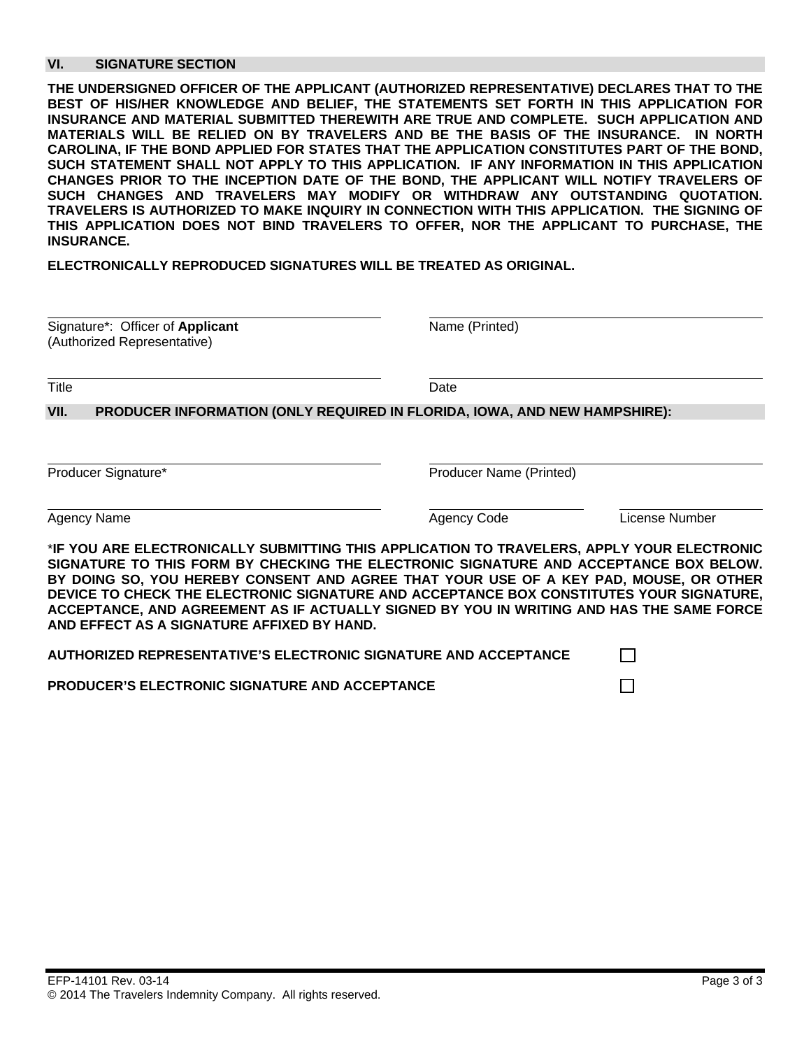## VI. SIGNATURE SECTION

**THE UNDERSIGNED OFFICER OF THE APPLICANT (AUTHORIZED REPRESENTATIVE) DECLARES THAT TO THE BEST OF HIS/HER KNOWLEDGE AND BELIEF, THE STATEMENTS SET FORTH IN THIS APPLICATION FOR INSURANCE AND MATERIAL SUBMITTED THEREWITH ARE TRUE AND COMPLETE. SUCH APPLICATION AND MATERIALS WILL BE RELIED ON BY TRAVELERS AND BE THE BASIS OF THE INSURANCE. IN NORTH CAROLINA, IF THE BOND APPLIED FOR STATES THAT THE APPLICATION CONSTITUTES PART OF THE BOND, SUCH STATEMENT SHALL NOT APPLY TO THIS APPLICATION. IF ANY INFORMATION IN THIS APPLICATION CHANGES PRIOR TO THE INCEPTION DATE OF THE BOND, THE APPLICANT WILL NOTIFY TRAVELERS OF SUCH CHANGES AND TRAVELERS MAY MODIFY OR WITHDRAW ANY OUTSTANDING QUOTATION. TRAVELERS IS AUTHORIZED TO MAKE INQUIRY IN CONNECTION WITH THIS APPLICATION. THE SIGNING OF THIS APPLICATION DOES NOT BIND TRAVELERS TO OFFER, NOR THE APPLICANT TO PURCHASE, THE INSURANCE.**

**ELECTRONICALLY REPRODUCED SIGNATURES WILL BE TREATED AS ORIGINAL.**

| | |
|---|---|
| Signature*: Officer of **Applicant** (Authorized Representative) | Name (Printed) |
| Title | Date |

## VII. PRODUCER INFORMATION (ONLY REQUIRED IN FLORIDA, IOWA, AND NEW HAMPSHIRE):

| | | |
|---|---|---|
| Producer Signature* | Producer Name (Printed) | |
| Agency Name | Agency Code | License Number |

*__IF YOU ARE ELECTRONICALLY SUBMITTING THIS APPLICATION TO TRAVELERS, APPLY YOUR ELECTRONIC SIGNATURE TO THIS FORM BY CHECKING THE ELECTRONIC SIGNATURE AND ACCEPTANCE BOX BELOW. BY DOING SO, YOU HEREBY CONSENT AND AGREE THAT YOUR USE OF A KEY PAD, MOUSE, OR OTHER DEVICE TO CHECK THE ELECTRONIC SIGNATURE AND ACCEPTANCE BOX CONSTITUTES YOUR SIGNATURE, ACCEPTANCE, AND AGREEMENT AS IF ACTUALLY SIGNED BY YOU IN WRITING AND HAS THE SAME FORCE AND EFFECT AS A SIGNATURE AFFIXED BY HAND.__

**AUTHORIZED REPRESENTATIVE'S ELECTRONIC SIGNATURE AND ACCEPTANCE** ☐

**PRODUCER'S ELECTRONIC SIGNATURE AND ACCEPTANCE** ☐

EFP-14101 Rev. 03-14
© 2014 The Travelers Indemnity Company. All rights reserved.